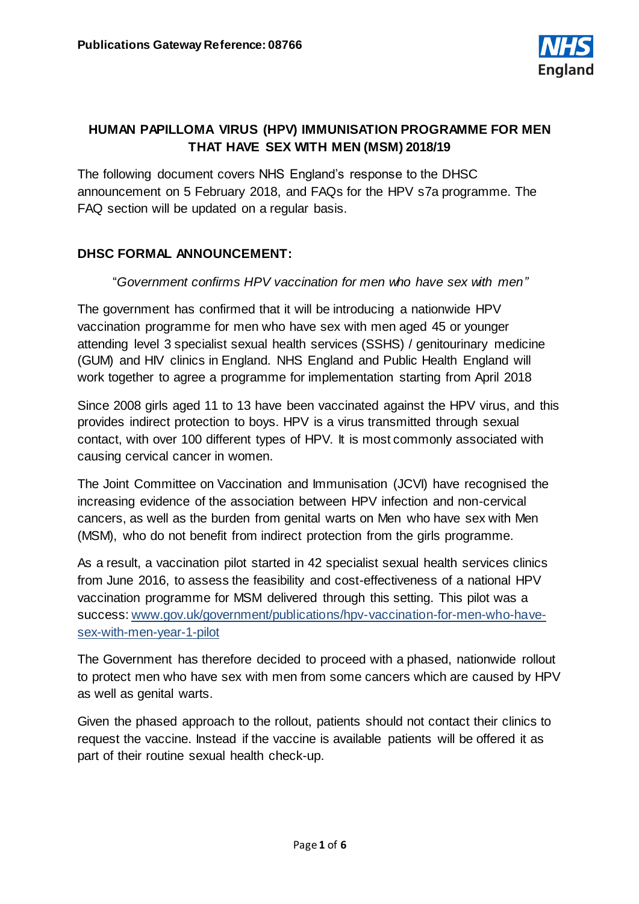**Publications Gateway Reference: 08766**

NHS England

# HUMAN PAPILLOMA VIRUS (HPV) IMMUNISATION PROGRAMME FOR MEN THAT HAVE SEX WITH MEN (MSM) 2018/19

The following document covers NHS England's response to the DHSC announcement on 5 February 2018, and FAQs for the HPV s7a programme. The FAQ section will be updated on a regular basis.

## DHSC FORMAL ANNOUNCEMENT:

"*Government confirms HPV vaccination for men who have sex with men*"

The government has confirmed that it will be introducing a nationwide HPV vaccination programme for men who have sex with men aged 45 or younger attending level 3 specialist sexual health services (SSHS) / genitourinary medicine (GUM) and HIV clinics in England. NHS England and Public Health England will work together to agree a programme for implementation starting from April 2018

Since 2008 girls aged 11 to 13 have been vaccinated against the HPV virus, and this provides indirect protection to boys. HPV is a virus transmitted through sexual contact, with over 100 different types of HPV. It is most commonly associated with causing cervical cancer in women.

The Joint Committee on Vaccination and Immunisation (JCVI) have recognised the increasing evidence of the association between HPV infection and non-cervical cancers, as well as the burden from genital warts on Men who have sex with Men (MSM), who do not benefit from indirect protection from the girls programme.

As a result, a vaccination pilot started in 42 specialist sexual health services clinics from June 2016, to assess the feasibility and cost-effectiveness of a national HPV vaccination programme for MSM delivered through this setting. This pilot was a success: [www.gov.uk/government/publications/hpv-vaccination-for-men-who-have-sex-with-men-year-1-pilot](www.gov.uk/government/publications/hpv-vaccination-for-men-who-have-sex-with-men-year-1-pilot)

The Government has therefore decided to proceed with a phased, nationwide rollout to protect men who have sex with men from some cancers which are caused by HPV as well as genital warts.

Given the phased approach to the rollout, patients should not contact their clinics to request the vaccine. Instead if the vaccine is available patients will be offered it as part of their routine sexual health check-up.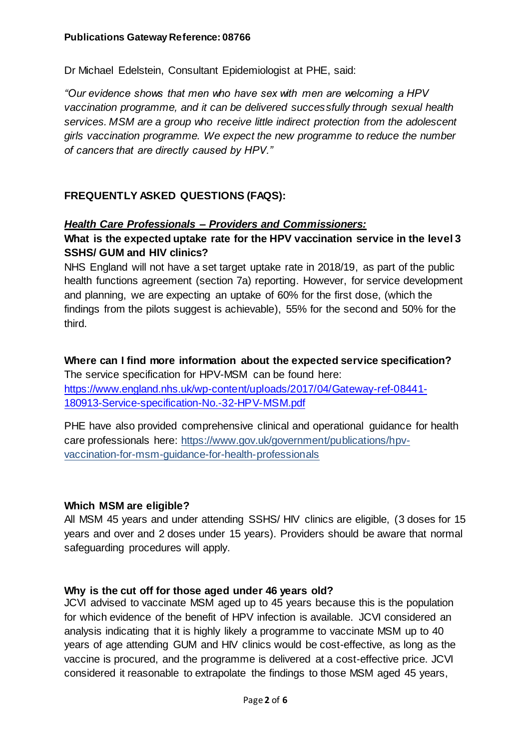**Publications Gateway Reference: 08766**

Dr Michael Edelstein, Consultant Epidemiologist at PHE, said:

*"Our evidence shows that men who have sex with men are welcoming a HPV vaccination programme, and it can be delivered successfully through sexual health services. MSM are a group who receive little indirect protection from the adolescent girls vaccination programme. We expect the new programme to reduce the number of cancers that are directly caused by HPV."*

## FREQUENTLY ASKED QUESTIONS (FAQS):

***Health Care Professionals – Providers and Commissioners:***

**What is the expected uptake rate for the HPV vaccination service in the level 3 SSHS/ GUM and HIV clinics?**

NHS England will not have a set target uptake rate in 2018/19, as part of the public health functions agreement (section 7a) reporting. However, for service development and planning, we are expecting an uptake of 60% for the first dose, (which the findings from the pilots suggest is achievable), 55% for the second and 50% for the third.

**Where can I find more information about the expected service specification?**

The service specification for HPV-MSM can be found here: [https://www.england.nhs.uk/wp-content/uploads/2017/04/Gateway-ref-08441-180913-Service-specification-No.-32-HPV-MSM.pdf](https://www.england.nhs.uk/wp-content/uploads/2017/04/Gateway-ref-08441-180913-Service-specification-No.-32-HPV-MSM.pdf)

PHE have also provided comprehensive clinical and operational guidance for health care professionals here: [https://www.gov.uk/government/publications/hpv-vaccination-for-msm-guidance-for-health-professionals](https://www.gov.uk/government/publications/hpv-vaccination-for-msm-guidance-for-health-professionals)

**Which MSM are eligible?**

All MSM 45 years and under attending SSHS/ HIV clinics are eligible, (3 doses for 15 years and over and 2 doses under 15 years). Providers should be aware that normal safeguarding procedures will apply.

**Why is the cut off for those aged under 46 years old?**

JCVI advised to vaccinate MSM aged up to 45 years because this is the population for which evidence of the benefit of HPV infection is available. JCVI considered an analysis indicating that it is highly likely a programme to vaccinate MSM up to 40 years of age attending GUM and HIV clinics would be cost-effective, as long as the vaccine is procured, and the programme is delivered at a cost-effective price. JCVI considered it reasonable to extrapolate the findings to those MSM aged 45 years,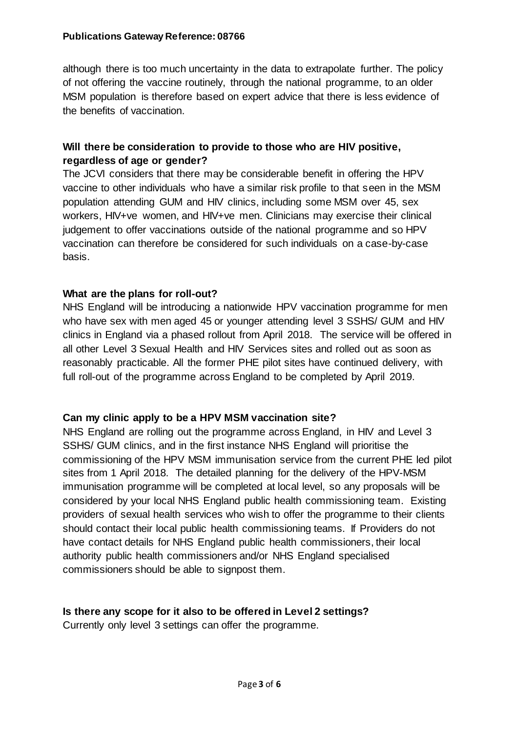although there is too much uncertainty in the data to extrapolate further. The policy of not offering the vaccine routinely, through the national programme, to an older MSM population is therefore based on expert advice that there is less evidence of the benefits of vaccination.

**Will there be consideration to provide to those who are HIV positive, regardless of age or gender?**

The JCVI considers that there may be considerable benefit in offering the HPV vaccine to other individuals who have a similar risk profile to that seen in the MSM population attending GUM and HIV clinics, including some MSM over 45, sex workers, HIV+ve women, and HIV+ve men. Clinicians may exercise their clinical judgement to offer vaccinations outside of the national programme and so HPV vaccination can therefore be considered for such individuals on a case-by-case basis.

**What are the plans for roll-out?**

NHS England will be introducing a nationwide HPV vaccination programme for men who have sex with men aged 45 or younger attending level 3 SSHS/ GUM and HIV clinics in England via a phased rollout from April 2018. The service will be offered in all other Level 3 Sexual Health and HIV Services sites and rolled out as soon as reasonably practicable. All the former PHE pilot sites have continued delivery, with full roll-out of the programme across England to be completed by April 2019.

**Can my clinic apply to be a HPV MSM vaccination site?**

NHS England are rolling out the programme across England, in HIV and Level 3 SSHS/ GUM clinics, and in the first instance NHS England will prioritise the commissioning of the HPV MSM immunisation service from the current PHE led pilot sites from 1 April 2018. The detailed planning for the delivery of the HPV-MSM immunisation programme will be completed at local level, so any proposals will be considered by your local NHS England public health commissioning team. Existing providers of sexual health services who wish to offer the programme to their clients should contact their local public health commissioning teams. If Providers do not have contact details for NHS England public health commissioners, their local authority public health commissioners and/or NHS England specialised commissioners should be able to signpost them.

**Is there any scope for it also to be offered in Level 2 settings?**

Currently only level 3 settings can offer the programme.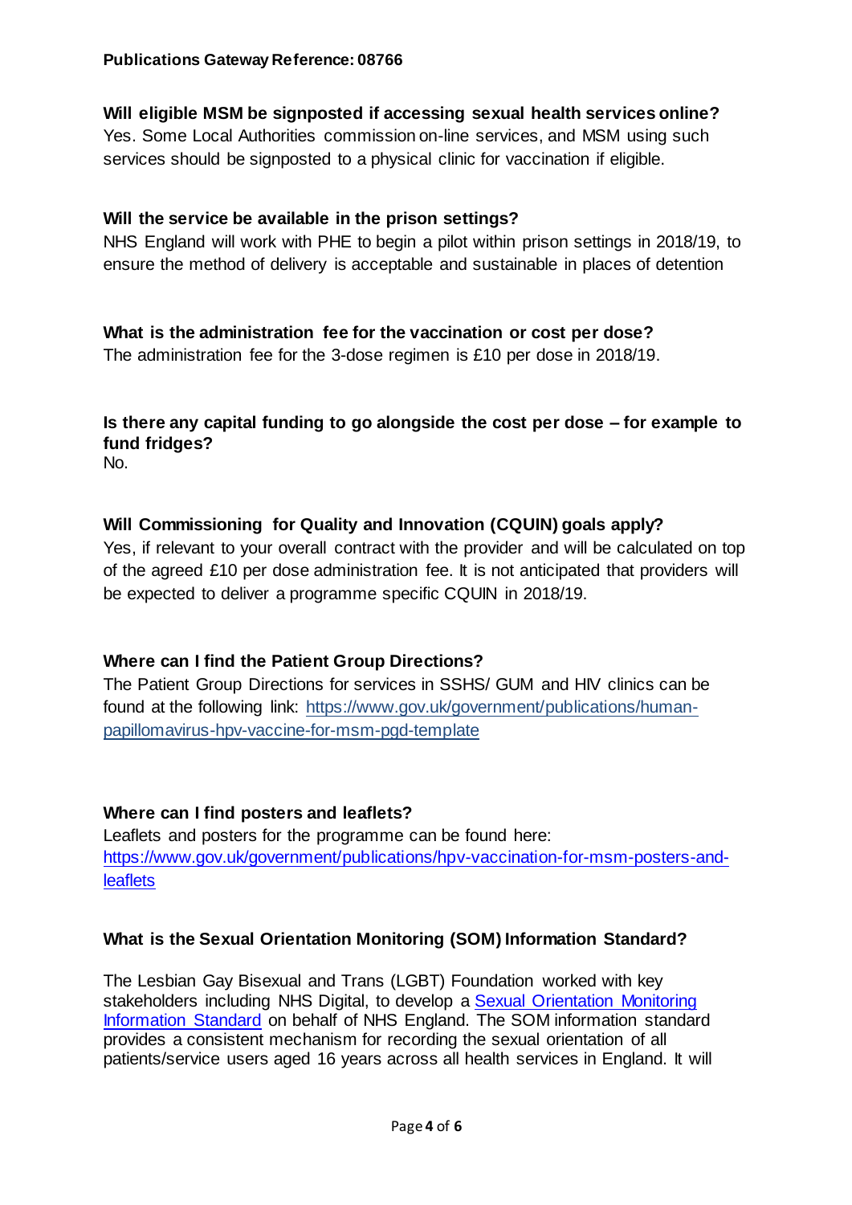**Publications Gateway Reference: 08766**

**Will eligible MSM be signposted if accessing sexual health services online?**

Yes. Some Local Authorities commission on-line services, and MSM using such services should be signposted to a physical clinic for vaccination if eligible.

**Will the service be available in the prison settings?**

NHS England will work with PHE to begin a pilot within prison settings in 2018/19, to ensure the method of delivery is acceptable and sustainable in places of detention

**What is the administration fee for the vaccination or cost per dose?**

The administration fee for the 3-dose regimen is £10 per dose in 2018/19.

**Is there any capital funding to go alongside the cost per dose – for example to fund fridges?**

No.

**Will Commissioning for Quality and Innovation (CQUIN) goals apply?**

Yes, if relevant to your overall contract with the provider and will be calculated on top of the agreed £10 per dose administration fee. It is not anticipated that providers will be expected to deliver a programme specific CQUIN in 2018/19.

**Where can I find the Patient Group Directions?**

The Patient Group Directions for services in SSHS/ GUM and HIV clinics can be found at the following link: [https://www.gov.uk/government/publications/human-papillomavirus-hpv-vaccine-for-msm-pgd-template](https://www.gov.uk/government/publications/human-papillomavirus-hpv-vaccine-for-msm-pgd-template)

**Where can I find posters and leaflets?**

Leaflets and posters for the programme can be found here: [https://www.gov.uk/government/publications/hpv-vaccination-for-msm-posters-and-leaflets](https://www.gov.uk/government/publications/hpv-vaccination-for-msm-posters-and-leaflets)

**What is the Sexual Orientation Monitoring (SOM) Information Standard?**

The Lesbian Gay Bisexual and Trans (LGBT) Foundation worked with key stakeholders including NHS Digital, to develop a Sexual Orientation Monitoring Information Standard on behalf of NHS England. The SOM information standard provides a consistent mechanism for recording the sexual orientation of all patients/service users aged 16 years across all health services in England. It will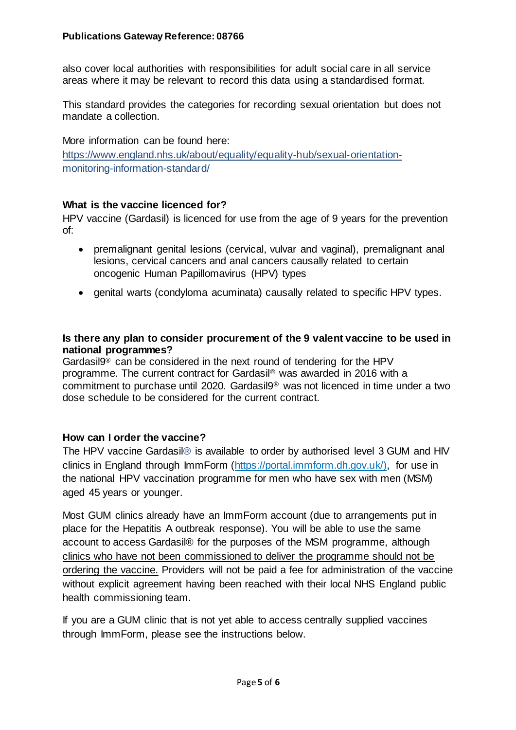also cover local authorities with responsibilities for adult social care in all service areas where it may be relevant to record this data using a standardised format.

This standard provides the categories for recording sexual orientation but does not mandate a collection.

More information can be found here: [https://www.england.nhs.uk/about/equality/equality-hub/sexual-orientation-monitoring-information-standard/](https://www.england.nhs.uk/about/equality/equality-hub/sexual-orientation-monitoring-information-standard/)

**What is the vaccine licenced for?**

HPV vaccine (Gardasil) is licenced for use from the age of 9 years for the prevention of:

- premalignant genital lesions (cervical, vulvar and vaginal), premalignant anal lesions, cervical cancers and anal cancers causally related to certain oncogenic Human Papillomavirus (HPV) types
- genital warts (condyloma acuminata) causally related to specific HPV types.

**Is there any plan to consider procurement of the 9 valent vaccine to be used in national programmes?**

Gardasil9® can be considered in the next round of tendering for the HPV programme. The current contract for Gardasil® was awarded in 2016 with a commitment to purchase until 2020. Gardasil9® was not licenced in time under a two dose schedule to be considered for the current contract.

**How can I order the vaccine?**

The HPV vaccine Gardasil® is available to order by authorised level 3 GUM and HIV clinics in England through ImmForm ([https://portal.immform.dh.gov.uk/](https://portal.immform.dh.gov.uk/)), for use in the national HPV vaccination programme for men who have sex with men (MSM) aged 45 years or younger.

Most GUM clinics already have an ImmForm account (due to arrangements put in place for the Hepatitis A outbreak response). You will be able to use the same account to access Gardasil® for the purposes of the MSM programme, although <u>clinics who have not been commissioned to deliver the programme should not be ordering the vaccine.</u> Providers will not be paid a fee for administration of the vaccine without explicit agreement having been reached with their local NHS England public health commissioning team.

If you are a GUM clinic that is not yet able to access centrally supplied vaccines through ImmForm, please see the instructions below.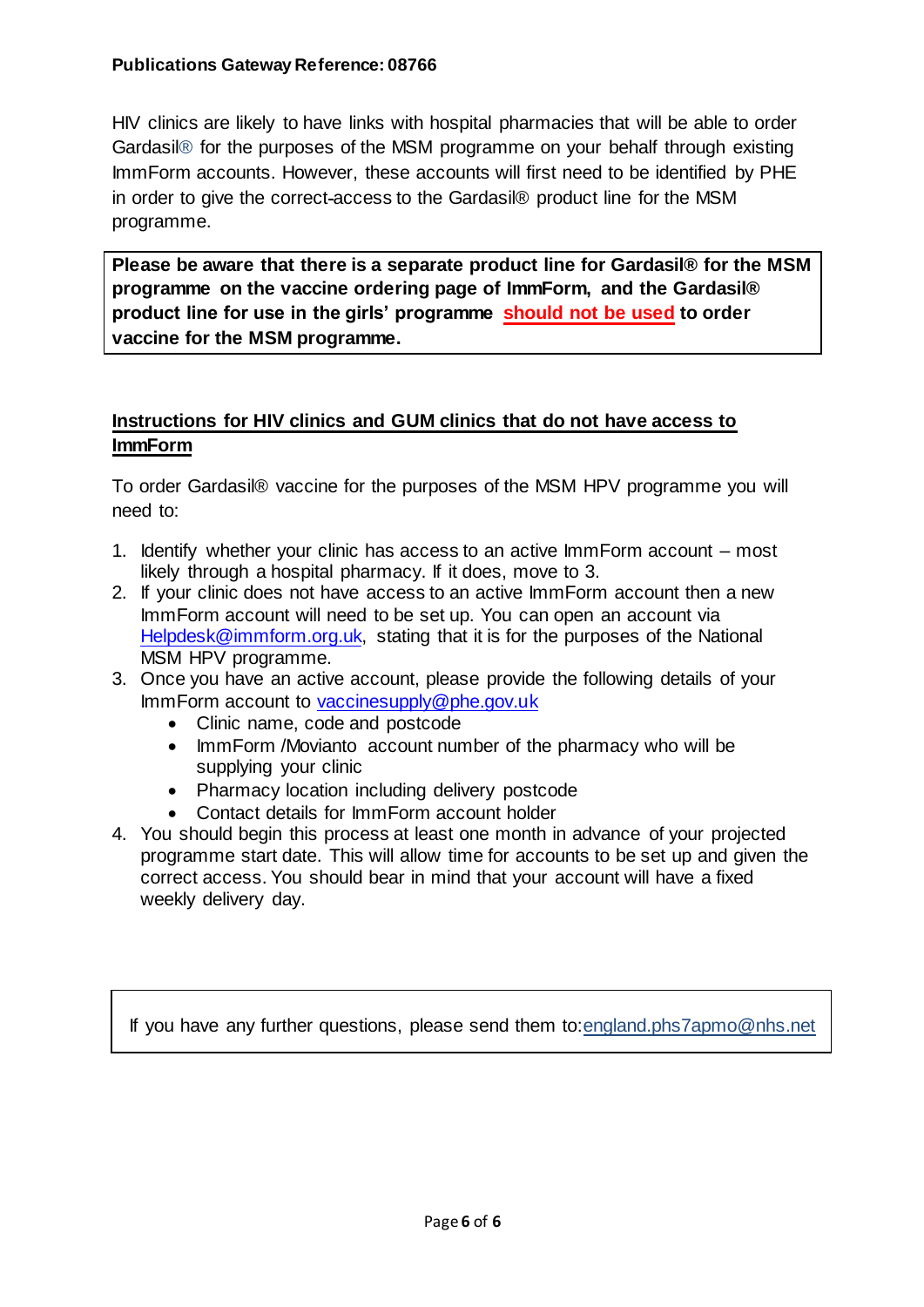**Publications Gateway Reference: 08766**

HIV clinics are likely to have links with hospital pharmacies that will be able to order Gardasil® for the purposes of the MSM programme on your behalf through existing ImmForm accounts. However, these accounts will first need to be identified by PHE in order to give the correct-access to the Gardasil® product line for the MSM programme.

**Please be aware that there is a separate product line for Gardasil® for the MSM programme on the vaccine ordering page of ImmForm, and the Gardasil® product line for use in the girls' programme should not be used to order vaccine for the MSM programme.**

## Instructions for HIV clinics and GUM clinics that do not have access to ImmForm

To order Gardasil® vaccine for the purposes of the MSM HPV programme you will need to:

1. Identify whether your clinic has access to an active ImmForm account – most likely through a hospital pharmacy. If it does, move to 3.
2. If your clinic does not have access to an active ImmForm account then a new ImmForm account will need to be set up. You can open an account via Helpdesk@immform.org.uk, stating that it is for the purposes of the National MSM HPV programme.
3. Once you have an active account, please provide the following details of your ImmForm account to vaccinesupply@phe.gov.uk
    - Clinic name, code and postcode
    - ImmForm /Movianto account number of the pharmacy who will be supplying your clinic
    - Pharmacy location including delivery postcode
    - Contact details for ImmForm account holder
4. You should begin this process at least one month in advance of your projected programme start date. This will allow time for accounts to be set up and given the correct access. You should bear in mind that your account will have a fixed weekly delivery day.

If you have any further questions, please send them to:england.phs7apmo@nhs.net